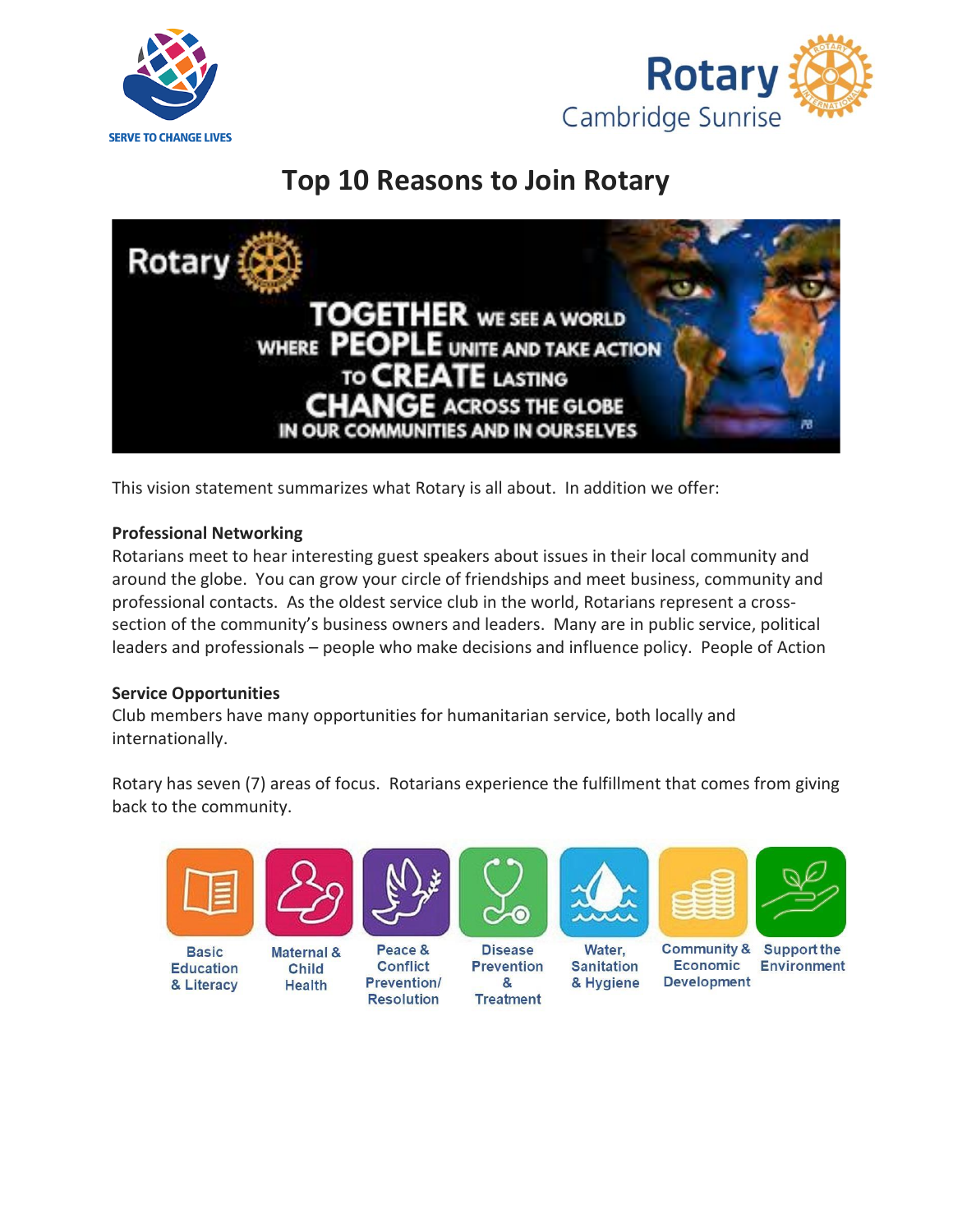SERVE TO CHANGE LIVES

Rotary Cambridge Sunrise

# Top 10 Reasons to Join Rotary

Rotary

TOGETHER WE SEE A WORLD WHERE PEOPLE UNITE AND TAKE ACTION TO CREATE LASTING CHANGE ACROSS THE GLOBE IN OUR COMMUNITIES AND IN OURSELVES

This vision statement summarizes what Rotary is all about. In addition we offer:

**Professional Networking**
Rotarians meet to hear interesting guest speakers about issues in their local community and around the globe. You can grow your circle of friendships and meet business, community and professional contacts. As the oldest service club in the world, Rotarians represent a cross-section of the community's business owners and leaders. Many are in public service, political leaders and professionals – people who make decisions and influence policy. People of Action

**Service Opportunities**
Club members have many opportunities for humanitarian service, both locally and internationally.

Rotary has seven (7) areas of focus. Rotarians experience the fulfillment that comes from giving back to the community.

- Basic Education & Literacy
- Maternal & Child Health
- Peace & Conflict Prevention/ Resolution
- Disease Prevention & Treatment
- Water, Sanitation & Hygiene
- Community & Economic Development
- Support the Environment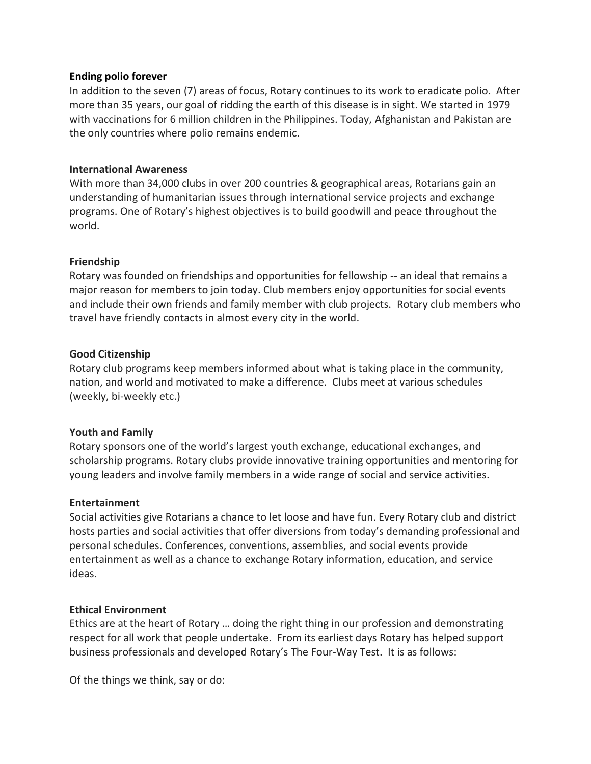**Ending polio forever**

In addition to the seven (7) areas of focus, Rotary continues to its work to eradicate polio. After more than 35 years, our goal of ridding the earth of this disease is in sight. We started in 1979 with vaccinations for 6 million children in the Philippines. Today, Afghanistan and Pakistan are the only countries where polio remains endemic.

**International Awareness**

With more than 34,000 clubs in over 200 countries & geographical areas, Rotarians gain an understanding of humanitarian issues through international service projects and exchange programs. One of Rotary's highest objectives is to build goodwill and peace throughout the world.

**Friendship**

Rotary was founded on friendships and opportunities for fellowship -- an ideal that remains a major reason for members to join today. Club members enjoy opportunities for social events and include their own friends and family member with club projects. Rotary club members who travel have friendly contacts in almost every city in the world.

**Good Citizenship**

Rotary club programs keep members informed about what is taking place in the community, nation, and world and motivated to make a difference. Clubs meet at various schedules (weekly, bi-weekly etc.)

**Youth and Family**

Rotary sponsors one of the world's largest youth exchange, educational exchanges, and scholarship programs. Rotary clubs provide innovative training opportunities and mentoring for young leaders and involve family members in a wide range of social and service activities.

**Entertainment**

Social activities give Rotarians a chance to let loose and have fun. Every Rotary club and district hosts parties and social activities that offer diversions from today's demanding professional and personal schedules. Conferences, conventions, assemblies, and social events provide entertainment as well as a chance to exchange Rotary information, education, and service ideas.

**Ethical Environment**

Ethics are at the heart of Rotary … doing the right thing in our profession and demonstrating respect for all work that people undertake. From its earliest days Rotary has helped support business professionals and developed Rotary's The Four-Way Test. It is as follows:

Of the things we think, say or do: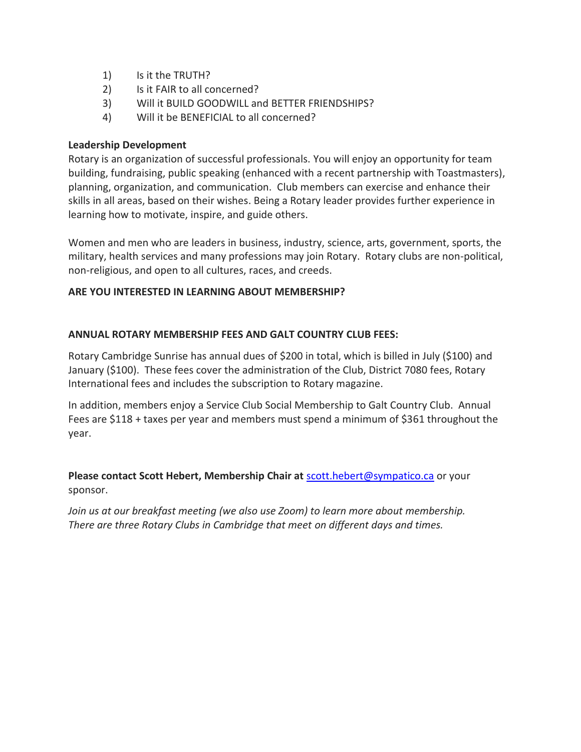1) Is it the TRUTH?
2) Is it FAIR to all concerned?
3) Will it BUILD GOODWILL and BETTER FRIENDSHIPS?
4) Will it be BENEFICIAL to all concerned?

**Leadership Development**

Rotary is an organization of successful professionals. You will enjoy an opportunity for team building, fundraising, public speaking (enhanced with a recent partnership with Toastmasters), planning, organization, and communication. Club members can exercise and enhance their skills in all areas, based on their wishes. Being a Rotary leader provides further experience in learning how to motivate, inspire, and guide others.

Women and men who are leaders in business, industry, science, arts, government, sports, the military, health services and many professions may join Rotary. Rotary clubs are non-political, non-religious, and open to all cultures, races, and creeds.

**ARE YOU INTERESTED IN LEARNING ABOUT MEMBERSHIP?**

**ANNUAL ROTARY MEMBERSHIP FEES AND GALT COUNTRY CLUB FEES:**

Rotary Cambridge Sunrise has annual dues of $200 in total, which is billed in July ($100) and January ($100). These fees cover the administration of the Club, District 7080 fees, Rotary International fees and includes the subscription to Rotary magazine.

In addition, members enjoy a Service Club Social Membership to Galt Country Club. Annual Fees are $118 + taxes per year and members must spend a minimum of $361 throughout the year.

**Please contact Scott Hebert, Membership Chair at** scott.hebert@sympatico.ca or your sponsor.

*Join us at our breakfast meeting (we also use Zoom) to learn more about membership. There are three Rotary Clubs in Cambridge that meet on different days and times.*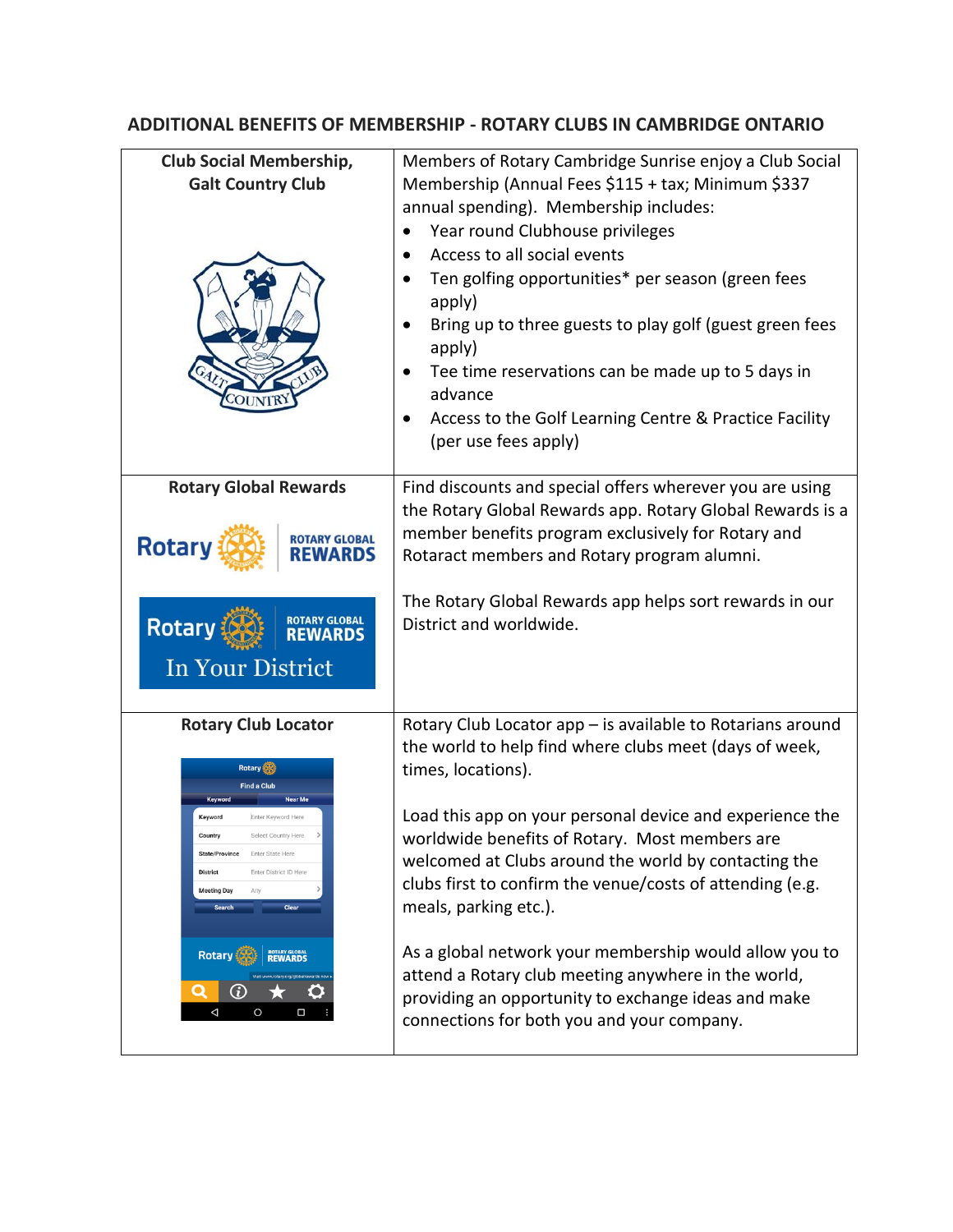## ADDITIONAL BENEFITS OF MEMBERSHIP - ROTARY CLUBS IN CAMBRIDGE ONTARIO

| | |
|---|---|
| **Club Social Membership, Galt Country Club** | Members of Rotary Cambridge Sunrise enjoy a Club Social Membership (Annual Fees $115 + tax; Minimum $337 annual spending). Membership includes:<br>• Year round Clubhouse privileges<br>• Access to all social events<br>• Ten golfing opportunities* per season (green fees apply)<br>• Bring up to three guests to play golf (guest green fees apply)<br>• Tee time reservations can be made up to 5 days in advance<br>• Access to the Golf Learning Centre & Practice Facility (per use fees apply) |
| **Rotary Global Rewards** | Find discounts and special offers wherever you are using the Rotary Global Rewards app. Rotary Global Rewards is a member benefits program exclusively for Rotary and Rotaract members and Rotary program alumni.<br><br>The Rotary Global Rewards app helps sort rewards in our District and worldwide. |
| **Rotary Club Locator** | Rotary Club Locator app – is available to Rotarians around the world to help find where clubs meet (days of week, times, locations).<br><br>Load this app on your personal device and experience the worldwide benefits of Rotary. Most members are welcomed at Clubs around the world by contacting the clubs first to confirm the venue/costs of attending (e.g. meals, parking etc.).<br><br>As a global network your membership would allow you to attend a Rotary club meeting anywhere in the world, providing an opportunity to exchange ideas and make connections for both you and your company. |